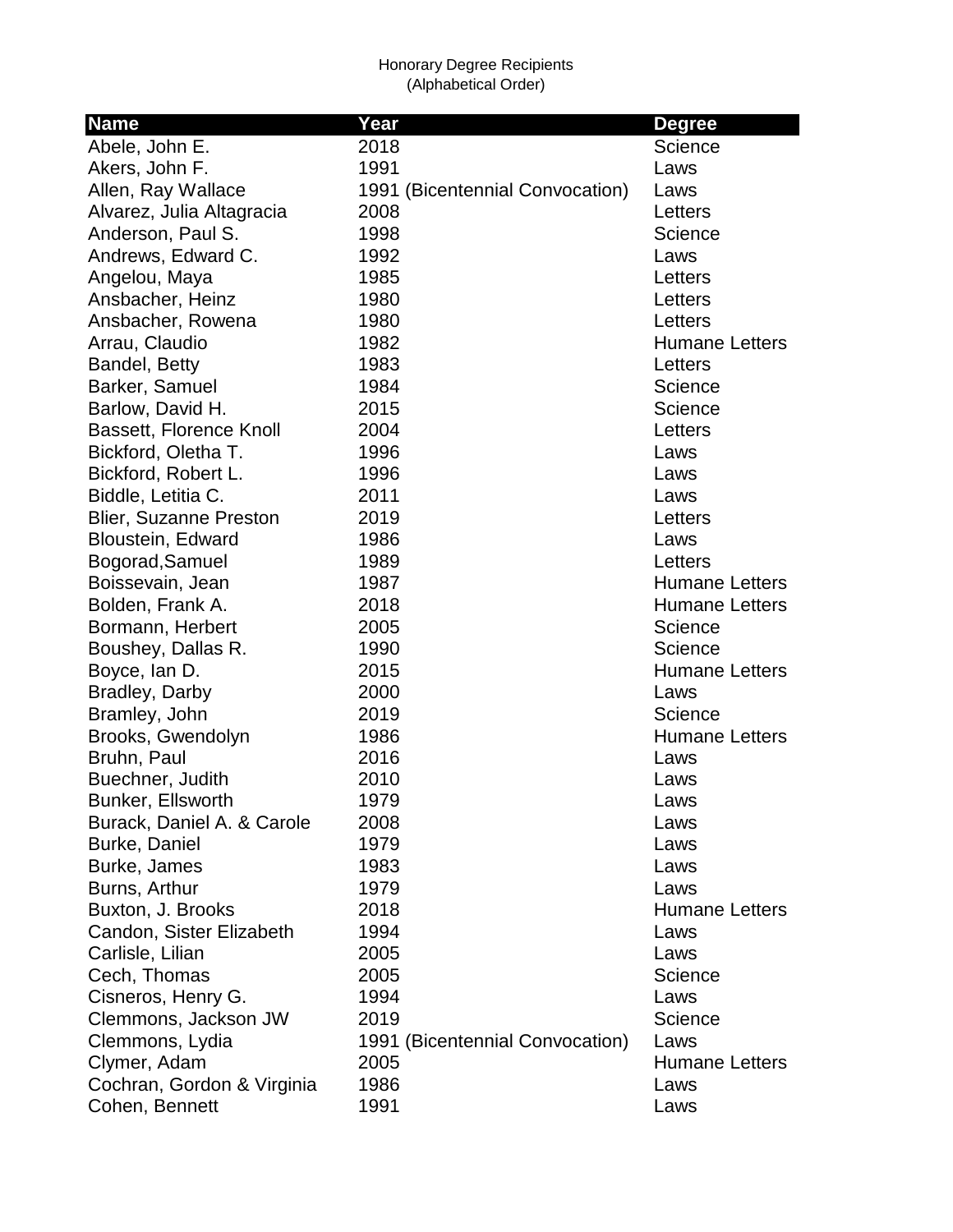Honorary Degree Recipients
(Alphabetical Order)

| Name | Year | Degree |
|---|---|---|
| Abele, John E. | 2018 | Science |
| Akers, John F. | 1991 | Laws |
| Allen, Ray Wallace | 1991 (Bicentennial Convocation) | Laws |
| Alvarez, Julia Altagracia | 2008 | Letters |
| Anderson, Paul S. | 1998 | Science |
| Andrews, Edward C. | 1992 | Laws |
| Angelou, Maya | 1985 | Letters |
| Ansbacher, Heinz | 1980 | Letters |
| Ansbacher, Rowena | 1980 | Letters |
| Arrau, Claudio | 1982 | Humane Letters |
| Bandel, Betty | 1983 | Letters |
| Barker, Samuel | 1984 | Science |
| Barlow, David H. | 2015 | Science |
| Bassett, Florence Knoll | 2004 | Letters |
| Bickford, Oletha T. | 1996 | Laws |
| Bickford, Robert L. | 1996 | Laws |
| Biddle, Letitia C. | 2011 | Laws |
| Blier, Suzanne Preston | 2019 | Letters |
| Bloustein, Edward | 1986 | Laws |
| Bogorad,Samuel | 1989 | Letters |
| Boissevain, Jean | 1987 | Humane Letters |
| Bolden, Frank A. | 2018 | Humane Letters |
| Bormann, Herbert | 2005 | Science |
| Boushey, Dallas R. | 1990 | Science |
| Boyce, Ian D. | 2015 | Humane Letters |
| Bradley, Darby | 2000 | Laws |
| Bramley, John | 2019 | Science |
| Brooks, Gwendolyn | 1986 | Humane Letters |
| Bruhn, Paul | 2016 | Laws |
| Buechner, Judith | 2010 | Laws |
| Bunker, Ellsworth | 1979 | Laws |
| Burack, Daniel A. & Carole | 2008 | Laws |
| Burke, Daniel | 1979 | Laws |
| Burke, James | 1983 | Laws |
| Burns, Arthur | 1979 | Laws |
| Buxton, J. Brooks | 2018 | Humane Letters |
| Candon, Sister Elizabeth | 1994 | Laws |
| Carlisle, Lilian | 2005 | Laws |
| Cech, Thomas | 2005 | Science |
| Cisneros, Henry G. | 1994 | Laws |
| Clemmons, Jackson JW | 2019 | Science |
| Clemmons, Lydia | 1991 (Bicentennial Convocation) | Laws |
| Clymer, Adam | 2005 | Humane Letters |
| Cochran, Gordon & Virginia | 1986 | Laws |
| Cohen, Bennett | 1991 | Laws |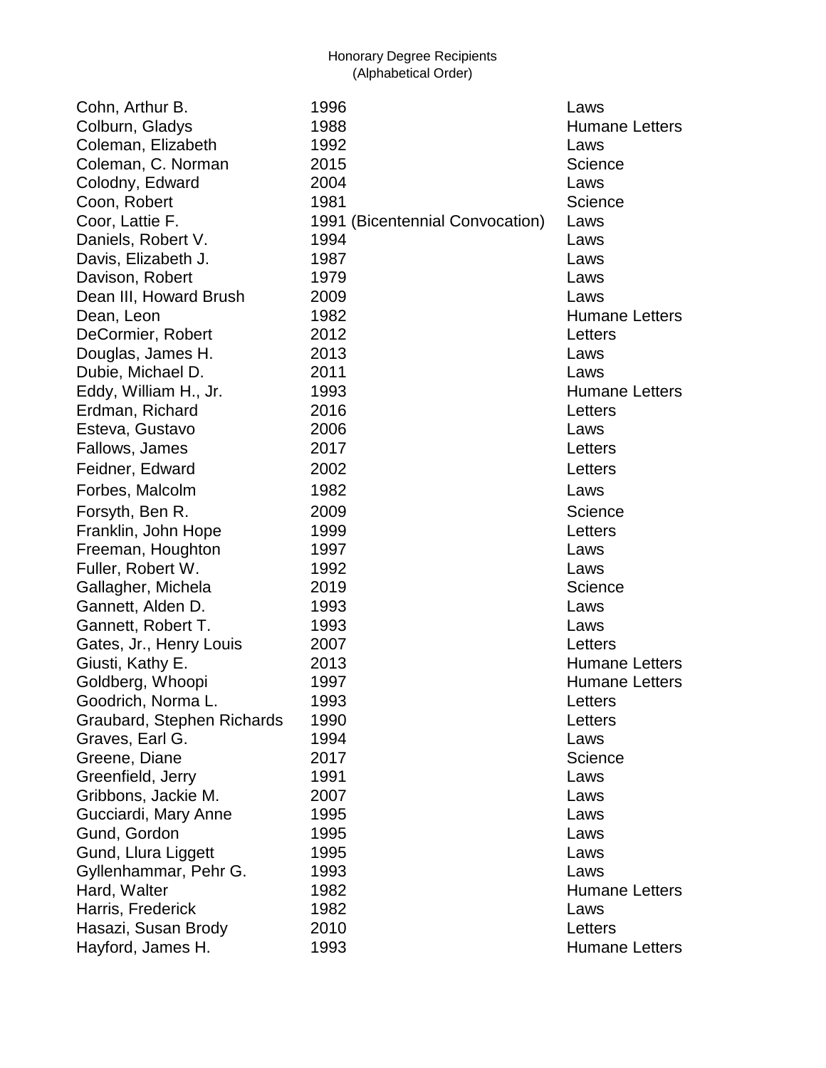Honorary Degree Recipients
(Alphabetical Order)

| Name | Year | Degree |
|---|---|---|
| Cohn, Arthur B. | 1996 | Laws |
| Colburn, Gladys | 1988 | Humane Letters |
| Coleman, Elizabeth | 1992 | Laws |
| Coleman, C. Norman | 2015 | Science |
| Colodny, Edward | 2004 | Laws |
| Coon, Robert | 1981 | Science |
| Coor, Lattie F. | 1991 (Bicentennial Convocation) | Laws |
| Daniels, Robert V. | 1994 | Laws |
| Davis, Elizabeth J. | 1987 | Laws |
| Davison, Robert | 1979 | Laws |
| Dean III, Howard Brush | 2009 | Laws |
| Dean, Leon | 1982 | Humane Letters |
| DeCormier, Robert | 2012 | Letters |
| Douglas, James H. | 2013 | Laws |
| Dubie, Michael D. | 2011 | Laws |
| Eddy, William H., Jr. | 1993 | Humane Letters |
| Erdman, Richard | 2016 | Letters |
| Esteva, Gustavo | 2006 | Laws |
| Fallows, James | 2017 | Letters |
| Feidner, Edward | 2002 | Letters |
| Forbes, Malcolm | 1982 | Laws |
| Forsyth, Ben R. | 2009 | Science |
| Franklin, John Hope | 1999 | Letters |
| Freeman, Houghton | 1997 | Laws |
| Fuller, Robert W. | 1992 | Laws |
| Gallagher, Michela | 2019 | Science |
| Gannett, Alden D. | 1993 | Laws |
| Gannett, Robert T. | 1993 | Laws |
| Gates, Jr., Henry Louis | 2007 | Letters |
| Giusti, Kathy E. | 2013 | Humane Letters |
| Goldberg, Whoopi | 1997 | Humane Letters |
| Goodrich, Norma L. | 1993 | Letters |
| Graubard, Stephen Richards | 1990 | Letters |
| Graves, Earl G. | 1994 | Laws |
| Greene, Diane | 2017 | Science |
| Greenfield, Jerry | 1991 | Laws |
| Gribbons, Jackie M. | 2007 | Laws |
| Gucciardi, Mary Anne | 1995 | Laws |
| Gund, Gordon | 1995 | Laws |
| Gund, Llura Liggett | 1995 | Laws |
| Gyllenhammar, Pehr G. | 1993 | Laws |
| Hard, Walter | 1982 | Humane Letters |
| Harris, Frederick | 1982 | Laws |
| Hasazi, Susan Brody | 2010 | Letters |
| Hayford, James H. | 1993 | Humane Letters |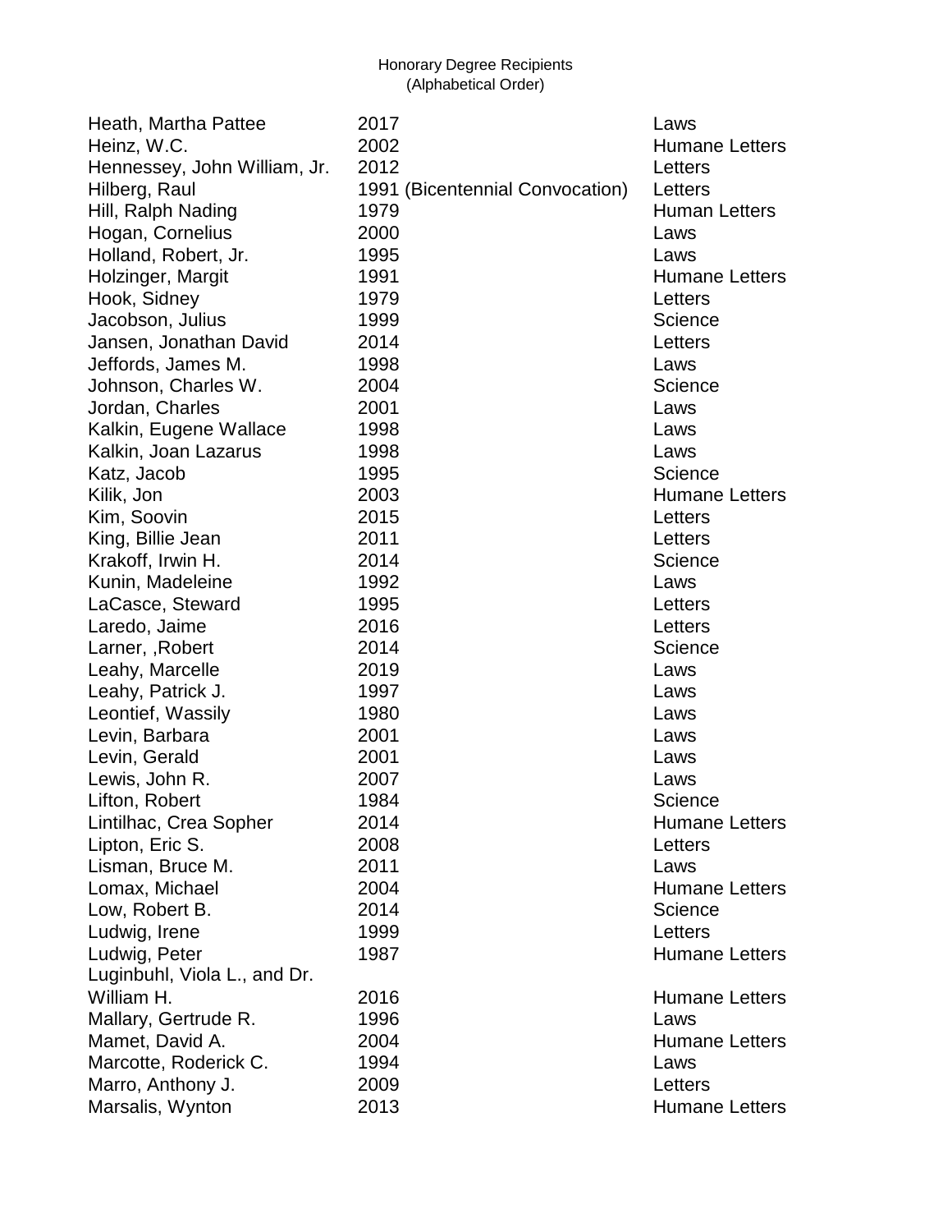Honorary Degree Recipients
(Alphabetical Order)

| | | |
|---|---|---|
| Heath, Martha Pattee | 2017 | Laws |
| Heinz, W.C. | 2002 | Humane Letters |
| Hennessey, John William, Jr. | 2012 | Letters |
| Hilberg, Raul | 1991 (Bicentennial Convocation) | Letters |
| Hill, Ralph Nading | 1979 | Human Letters |
| Hogan, Cornelius | 2000 | Laws |
| Holland, Robert, Jr. | 1995 | Laws |
| Holzinger, Margit | 1991 | Humane Letters |
| Hook, Sidney | 1979 | Letters |
| Jacobson, Julius | 1999 | Science |
| Jansen, Jonathan David | 2014 | Letters |
| Jeffords, James M. | 1998 | Laws |
| Johnson, Charles W. | 2004 | Science |
| Jordan, Charles | 2001 | Laws |
| Kalkin, Eugene Wallace | 1998 | Laws |
| Kalkin, Joan Lazarus | 1998 | Laws |
| Katz, Jacob | 1995 | Science |
| Kilik, Jon | 2003 | Humane Letters |
| Kim, Soovin | 2015 | Letters |
| King, Billie Jean | 2011 | Letters |
| Krakoff, Irwin H. | 2014 | Science |
| Kunin, Madeleine | 1992 | Laws |
| LaCasce, Steward | 1995 | Letters |
| Laredo, Jaime | 2016 | Letters |
| Larner, ,Robert | 2014 | Science |
| Leahy, Marcelle | 2019 | Laws |
| Leahy, Patrick J. | 1997 | Laws |
| Leontief, Wassily | 1980 | Laws |
| Levin, Barbara | 2001 | Laws |
| Levin, Gerald | 2001 | Laws |
| Lewis, John R. | 2007 | Laws |
| Lifton, Robert | 1984 | Science |
| Lintilhac, Crea Sopher | 2014 | Humane Letters |
| Lipton, Eric S. | 2008 | Letters |
| Lisman, Bruce M. | 2011 | Laws |
| Lomax, Michael | 2004 | Humane Letters |
| Low, Robert B. | 2014 | Science |
| Ludwig, Irene | 1999 | Letters |
| Ludwig, Peter | 1987 | Humane Letters |
| Luginbuhl, Viola L., and Dr. William H. | 2016 | Humane Letters |
| Mallary, Gertrude R. | 1996 | Laws |
| Mamet, David A. | 2004 | Humane Letters |
| Marcotte, Roderick C. | 1994 | Laws |
| Marro, Anthony J. | 2009 | Letters |
| Marsalis, Wynton | 2013 | Humane Letters |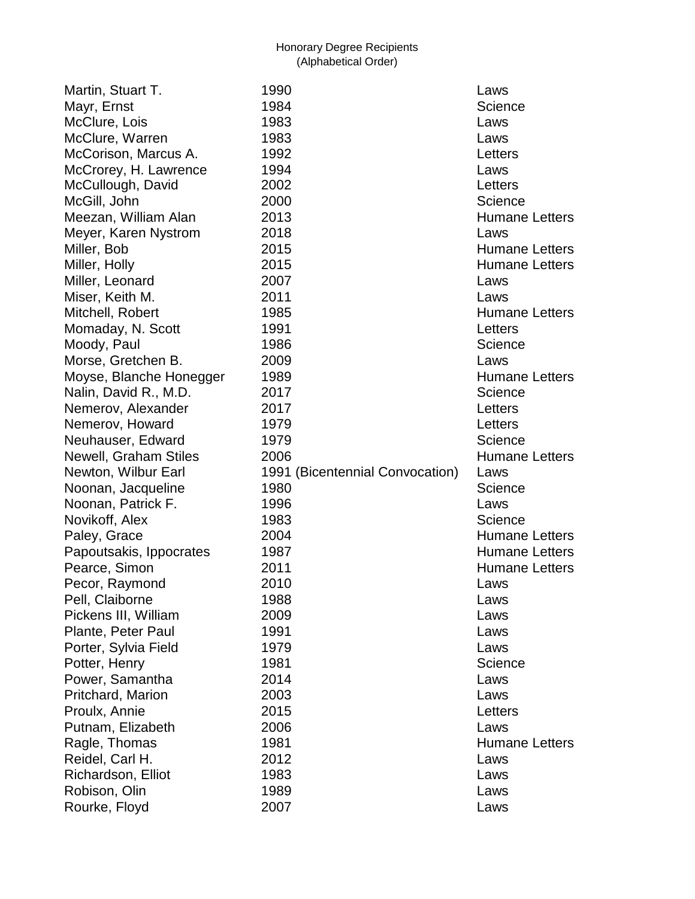Honorary Degree Recipients
(Alphabetical Order)

| Name | Year | Degree |
|---|---|---|
| Martin, Stuart T. | 1990 | Laws |
| Mayr, Ernst | 1984 | Science |
| McClure, Lois | 1983 | Laws |
| McClure, Warren | 1983 | Laws |
| McCorison, Marcus A. | 1992 | Letters |
| McCrorey, H. Lawrence | 1994 | Laws |
| McCullough, David | 2002 | Letters |
| McGill, John | 2000 | Science |
| Meezan, William Alan | 2013 | Humane Letters |
| Meyer, Karen Nystrom | 2018 | Laws |
| Miller, Bob | 2015 | Humane Letters |
| Miller, Holly | 2015 | Humane Letters |
| Miller, Leonard | 2007 | Laws |
| Miser, Keith M. | 2011 | Laws |
| Mitchell, Robert | 1985 | Humane Letters |
| Momaday, N. Scott | 1991 | Letters |
| Moody, Paul | 1986 | Science |
| Morse, Gretchen B. | 2009 | Laws |
| Moyse, Blanche Honegger | 1989 | Humane Letters |
| Nalin, David R., M.D. | 2017 | Science |
| Nemerov, Alexander | 2017 | Letters |
| Nemerov, Howard | 1979 | Letters |
| Neuhauser, Edward | 1979 | Science |
| Newell, Graham Stiles | 2006 | Humane Letters |
| Newton, Wilbur Earl | 1991 (Bicentennial Convocation) | Laws |
| Noonan, Jacqueline | 1980 | Science |
| Noonan, Patrick F. | 1996 | Laws |
| Novikoff, Alex | 1983 | Science |
| Paley, Grace | 2004 | Humane Letters |
| Papoutsakis, Ippocrates | 1987 | Humane Letters |
| Pearce, Simon | 2011 | Humane Letters |
| Pecor, Raymond | 2010 | Laws |
| Pell, Claiborne | 1988 | Laws |
| Pickens III, William | 2009 | Laws |
| Plante, Peter Paul | 1991 | Laws |
| Porter, Sylvia Field | 1979 | Laws |
| Potter, Henry | 1981 | Science |
| Power, Samantha | 2014 | Laws |
| Pritchard, Marion | 2003 | Laws |
| Proulx, Annie | 2015 | Letters |
| Putnam, Elizabeth | 2006 | Laws |
| Ragle, Thomas | 1981 | Humane Letters |
| Reidel, Carl H. | 2012 | Laws |
| Richardson, Elliot | 1983 | Laws |
| Robison, Olin | 1989 | Laws |
| Rourke, Floyd | 2007 | Laws |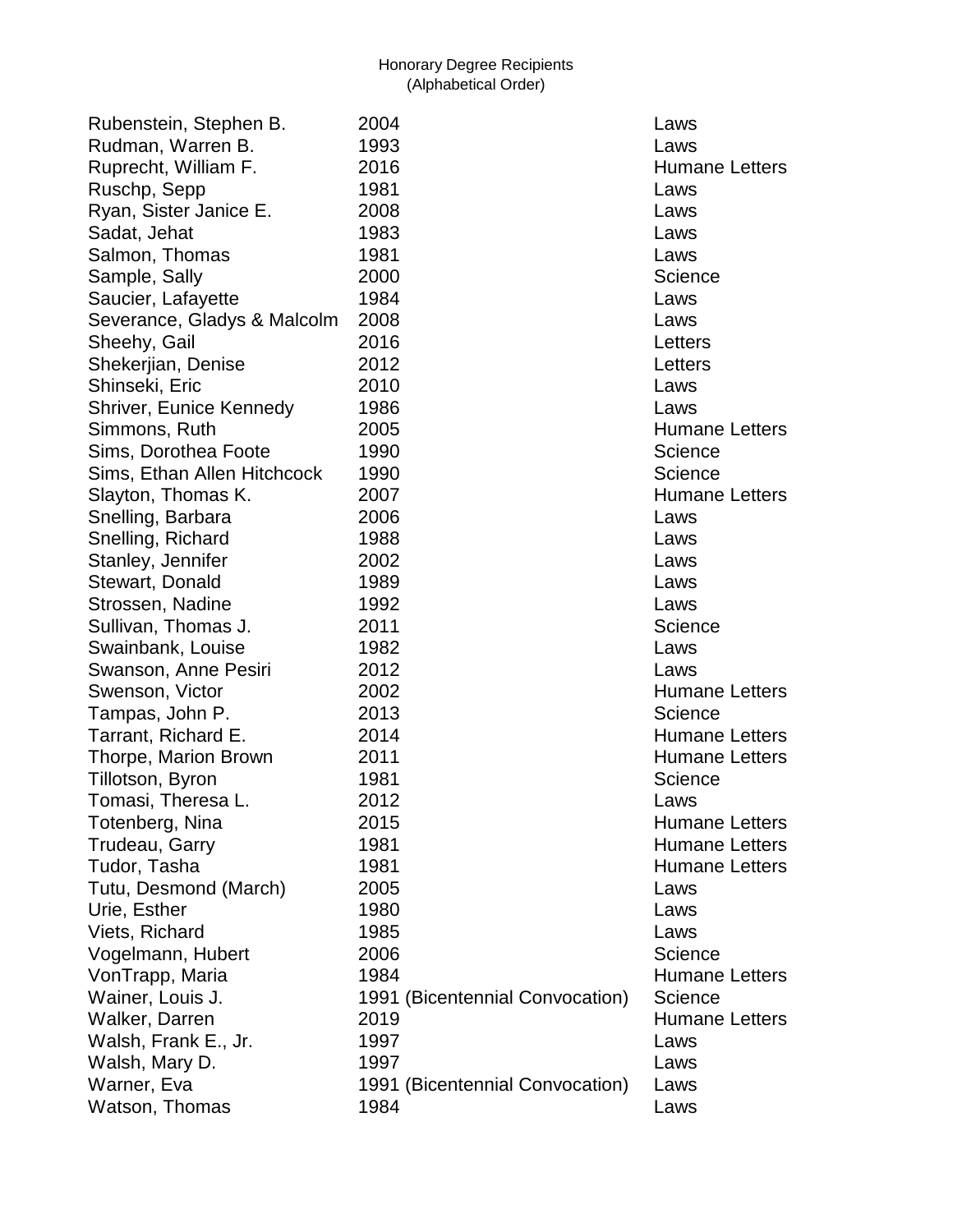Honorary Degree Recipients
(Alphabetical Order)

| Name | Year | Degree |
| --- | --- | --- |
| Rubenstein, Stephen B. | 2004 | Laws |
| Rudman, Warren B. | 1993 | Laws |
| Ruprecht, William F. | 2016 | Humane Letters |
| Ruschp, Sepp | 1981 | Laws |
| Ryan, Sister Janice E. | 2008 | Laws |
| Sadat, Jehat | 1983 | Laws |
| Salmon, Thomas | 1981 | Laws |
| Sample, Sally | 2000 | Science |
| Saucier, Lafayette | 1984 | Laws |
| Severance, Gladys & Malcolm | 2008 | Laws |
| Sheehy, Gail | 2016 | Letters |
| Shekerjian, Denise | 2012 | Letters |
| Shinseki, Eric | 2010 | Laws |
| Shriver, Eunice Kennedy | 1986 | Laws |
| Simmons, Ruth | 2005 | Humane Letters |
| Sims, Dorothea Foote | 1990 | Science |
| Sims, Ethan Allen Hitchcock | 1990 | Science |
| Slayton, Thomas K. | 2007 | Humane Letters |
| Snelling, Barbara | 2006 | Laws |
| Snelling, Richard | 1988 | Laws |
| Stanley, Jennifer | 2002 | Laws |
| Stewart, Donald | 1989 | Laws |
| Strossen, Nadine | 1992 | Laws |
| Sullivan, Thomas J. | 2011 | Science |
| Swainbank, Louise | 1982 | Laws |
| Swanson, Anne Pesiri | 2012 | Laws |
| Swenson, Victor | 2002 | Humane Letters |
| Tampas, John P. | 2013 | Science |
| Tarrant, Richard E. | 2014 | Humane Letters |
| Thorpe, Marion Brown | 2011 | Humane Letters |
| Tillotson, Byron | 1981 | Science |
| Tomasi, Theresa L. | 2012 | Laws |
| Totenberg, Nina | 2015 | Humane Letters |
| Trudeau, Garry | 1981 | Humane Letters |
| Tudor, Tasha | 1981 | Humane Letters |
| Tutu, Desmond (March) | 2005 | Laws |
| Urie, Esther | 1980 | Laws |
| Viets, Richard | 1985 | Laws |
| Vogelmann, Hubert | 2006 | Science |
| VonTrapp, Maria | 1984 | Humane Letters |
| Wainer, Louis J. | 1991 (Bicentennial Convocation) | Science |
| Walker, Darren | 2019 | Humane Letters |
| Walsh, Frank E., Jr. | 1997 | Laws |
| Walsh, Mary D. | 1997 | Laws |
| Warner, Eva | 1991 (Bicentennial Convocation) | Laws |
| Watson, Thomas | 1984 | Laws |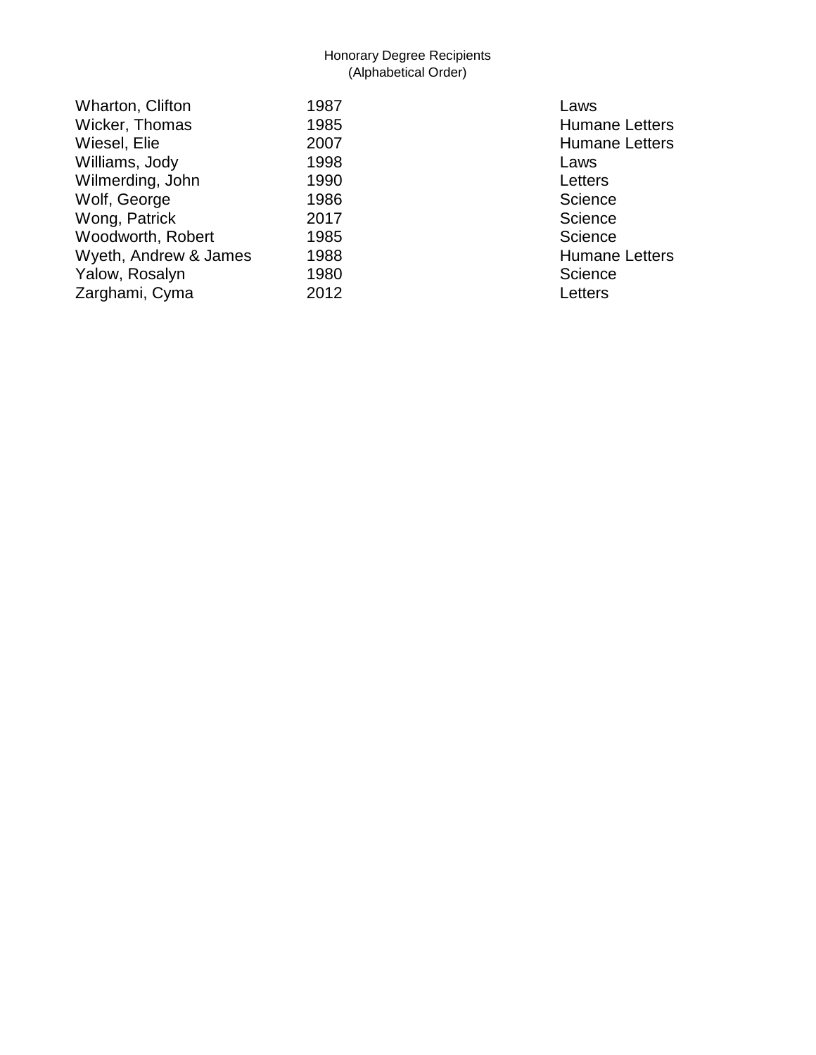Honorary Degree Recipients
(Alphabetical Order)

| | | |
|---|---|---|
| Wharton, Clifton | 1987 | Laws |
| Wicker, Thomas | 1985 | Humane Letters |
| Wiesel, Elie | 2007 | Humane Letters |
| Williams, Jody | 1998 | Laws |
| Wilmerding, John | 1990 | Letters |
| Wolf, George | 1986 | Science |
| Wong, Patrick | 2017 | Science |
| Woodworth, Robert | 1985 | Science |
| Wyeth, Andrew & James | 1988 | Humane Letters |
| Yalow, Rosalyn | 1980 | Science |
| Zarghami, Cyma | 2012 | Letters |